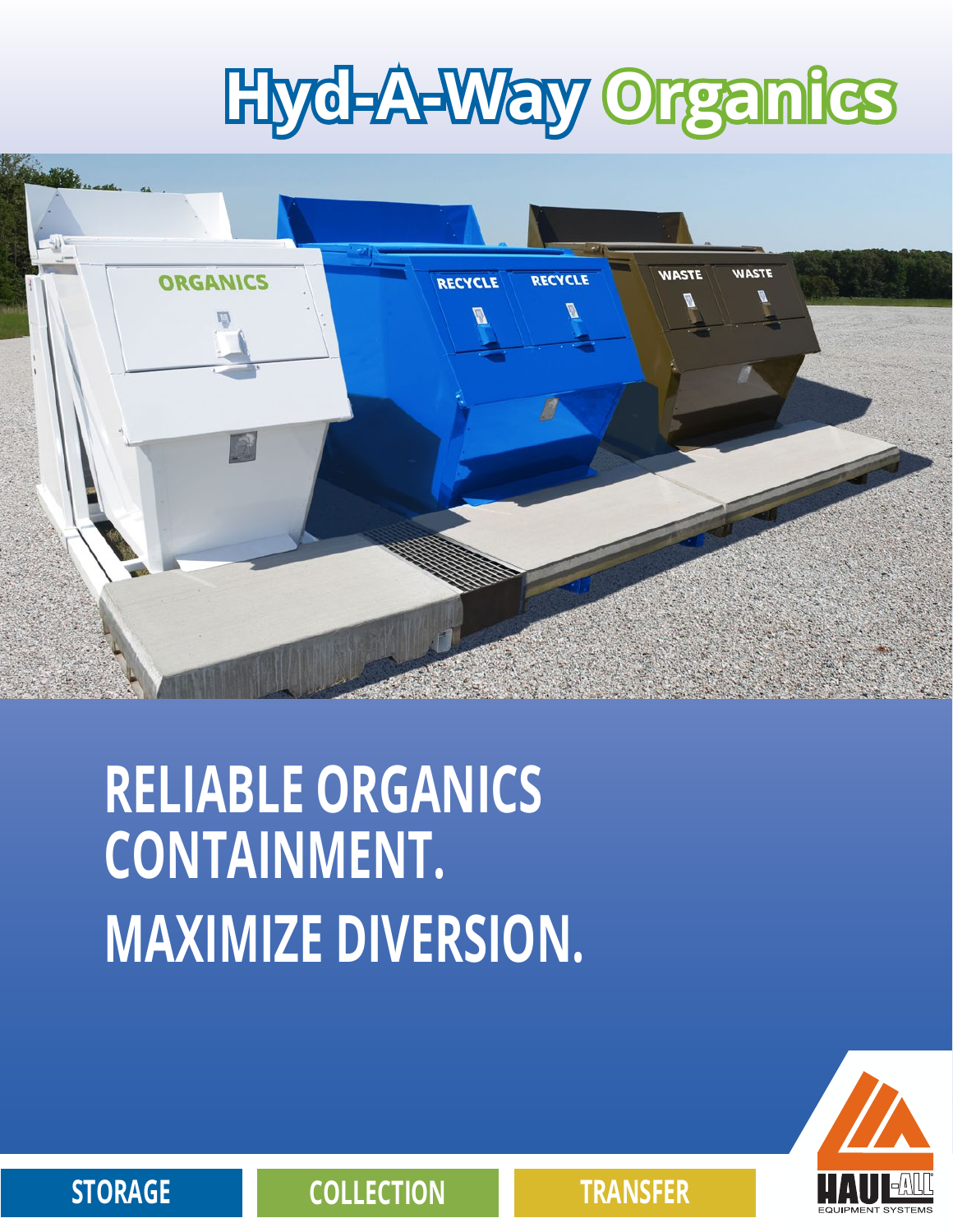# Hyd-A-Way Organics

# RELIABLE ORGANICS CONTAINMENT. MAXIMIZE DIVERSION.

STORAGE | COLLECTION | TRANSFER

HAUL-ALL EQUIPMENT SYSTEMS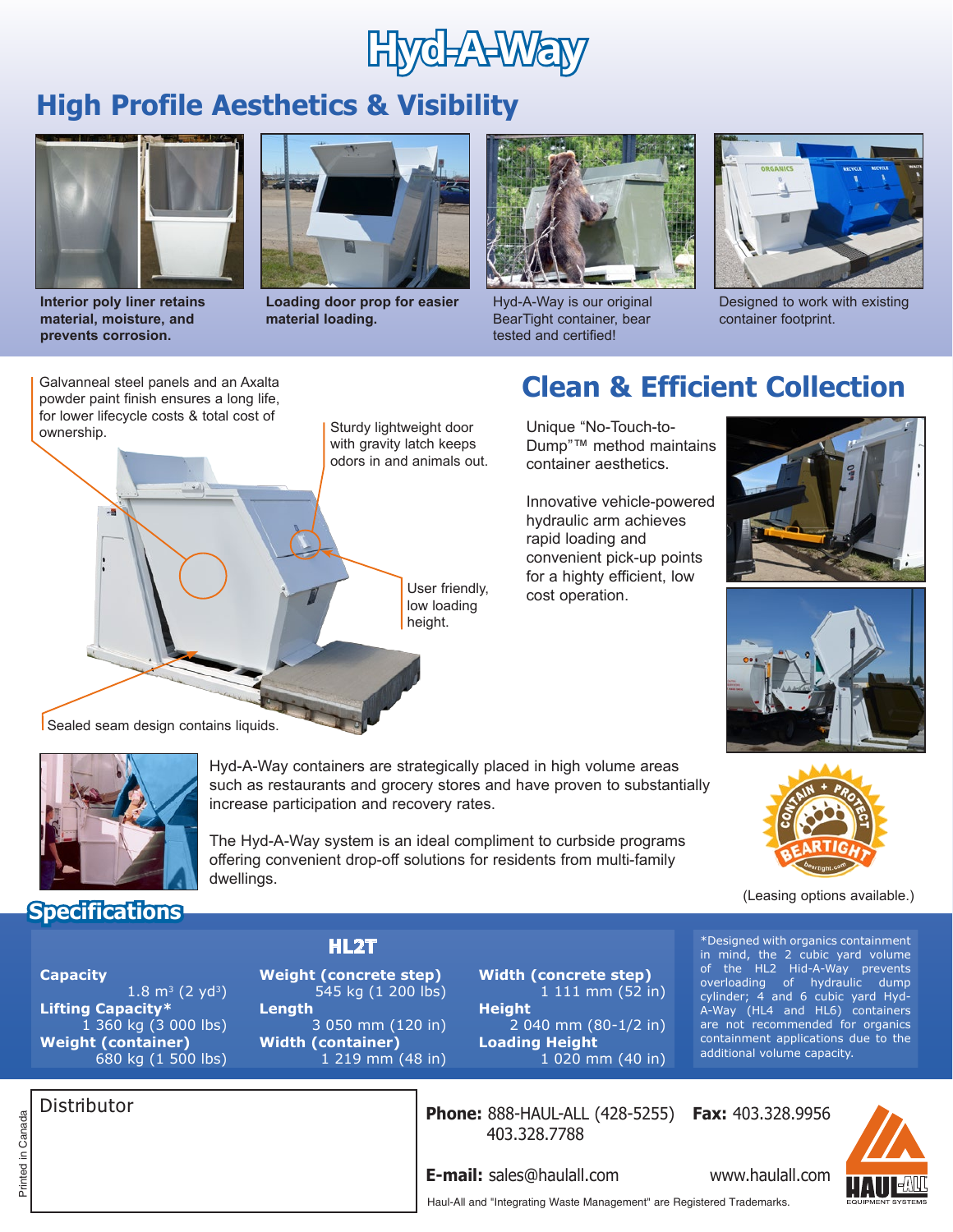# Hyd-A-Way

## High Profile Aesthetics & Visibility

**Interior poly liner retains material, moisture, and prevents corrosion.**

**Loading door prop for easier material loading.**

Hyd-A-Way is our original BearTight container, bear tested and certified!

Designed to work with existing container footprint.

Galvanneal steel panels and an Axalta powder paint finish ensures a long life, for lower lifecycle costs & total cost of ownership.

Sturdy lightweight door with gravity latch keeps odors in and animals out.

User friendly, low loading height.

Sealed seam design contains liquids.

## Clean & Efficient Collection

Unique "No-Touch-to-Dump"™ method maintains container aesthetics.

Innovative vehicle-powered hydraulic arm achieves rapid loading and convenient pick-up points for a highty efficient, low cost operation.

Hyd-A-Way containers are strategically placed in high volume areas such as restaurants and grocery stores and have proven to substantially increase participation and recovery rates.

The Hyd-A-Way system is an ideal compliment to curbside programs offering convenient drop-off solutions for residents from multi-family dwellings.

(Leasing options available.)

## Specifications

### HL2T

| | | |
|---|---|---|
| **Capacity** 1.8 m³ (2 yd³) | **Weight (concrete step)** 545 kg (1 200 lbs) | **Width (concrete step)** 1 111 mm (52 in) |
| **Lifting Capacity*** 1 360 kg (3 000 lbs) | **Length** 3 050 mm (120 in) | **Height** 2 040 mm (80-1/2 in) |
| **Weight (container)** 680 kg (1 500 lbs) | **Width (container)** 1 219 mm (48 in) | **Loading Height** 1 020 mm (40 in) |

*Designed with organics containment in mind, the 2 cubic yard volume of the HL2 Hid-A-Way prevents overloading of hydraulic dump cylinder; 4 and 6 cubic yard Hyd-A-Way (HL4 and HL6) containers are not recommended for organics containment applications due to the additional volume capacity.

Distributor

**Phone:** 888-HAUL-ALL (428-5255) 403.328.7788 **Fax:** 403.328.9956

**E-mail:** sales@haulall.com www.haulall.com

Haul-All and "Integrating Waste Management" are Registered Trademarks.

Printed in Canada